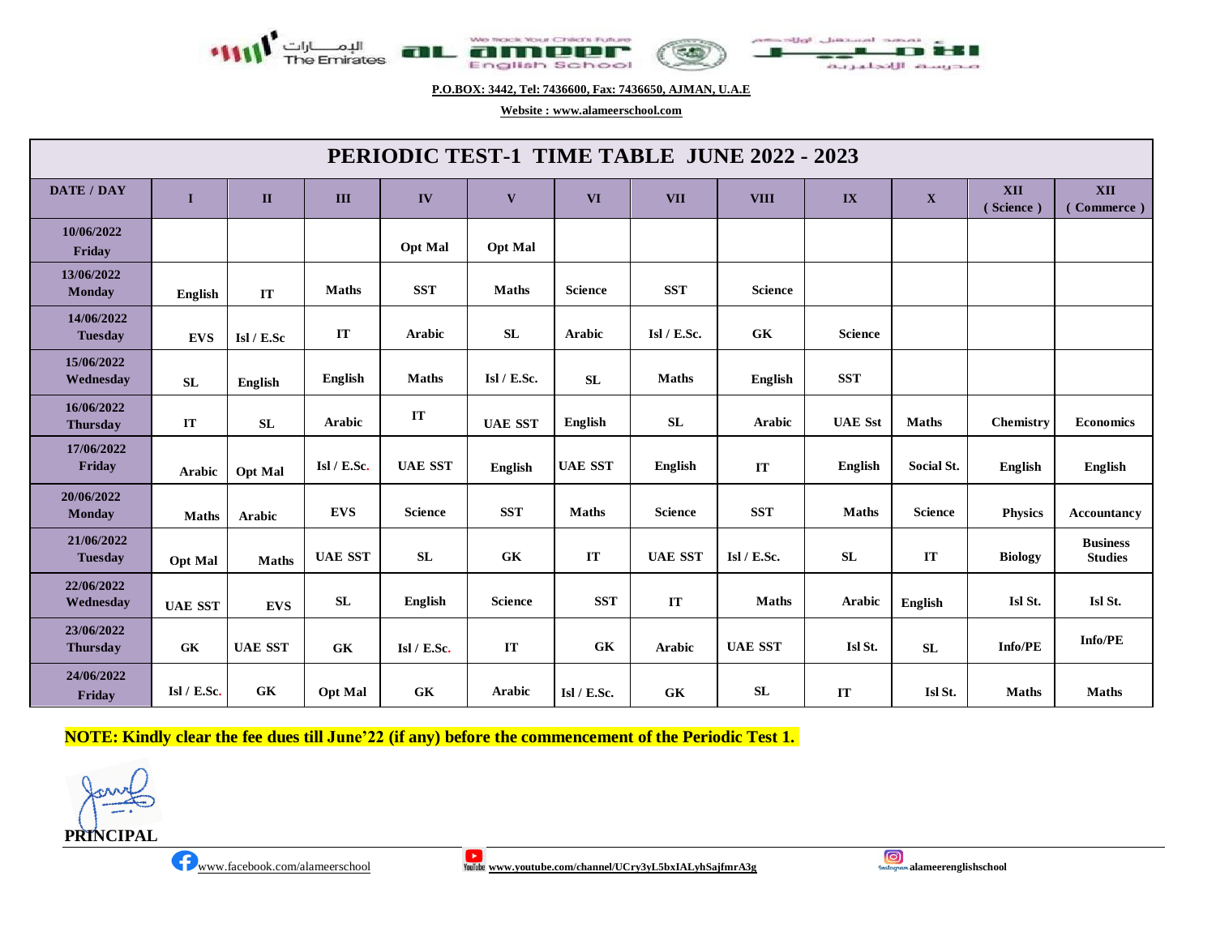**P.O.BOX: 3442, Tel: 7436600, Fax: 7436650, AJMAN, U.A.E**

**Website : www.alameerschool.com**

# PERIODIC TEST-1 TIME TABLE JUNE 2022 - 2023

| DATE / DAY | I | II | III | IV | V | VI | VII | VIII | IX | X | XII ( Science ) | XII ( Commerce ) |
|---|---|---|---|---|---|---|---|---|---|---|---|---|
| 10/06/2022 Friday | | | | Opt Mal | Opt Mal | | | | | | | |
| 13/06/2022 Monday | English | IT | Maths | SST | Maths | Science | SST | Science | | | | |
| 14/06/2022 Tuesday | EVS | Isl / E.Sc | IT | Arabic | SL | Arabic | Isl / E.Sc. | GK | Science | | | |
| 15/06/2022 Wednesday | SL | English | English | Maths | Isl / E.Sc. | SL | Maths | English | SST | | | |
| 16/06/2022 Thursday | IT | SL | Arabic | IT | UAE SST | English | SL | Arabic | UAE Sst | Maths | Chemistry | Economics |
| 17/06/2022 Friday | Arabic | Opt Mal | Isl / E.Sc. | UAE SST | English | UAE SST | English | IT | English | Social St. | English | English |
| 20/06/2022 Monday | Maths | Arabic | EVS | Science | SST | Maths | Science | SST | Maths | Science | Physics | Accountancy |
| 21/06/2022 Tuesday | Opt Mal | Maths | UAE SST | SL | GK | IT | UAE SST | Isl / E.Sc. | SL | IT | Biology | Business Studies |
| 22/06/2022 Wednesday | UAE SST | EVS | SL | English | Science | SST | IT | Maths | Arabic | English | Isl St. | Isl St. |
| 23/06/2022 Thursday | GK | UAE SST | GK | Isl / E.Sc. | IT | GK | Arabic | UAE SST | Isl St. | SL | Info/PE | Info/PE |
| 24/06/2022 Friday | Isl / E.Sc. | GK | Opt Mal | GK | Arabic | Isl / E.Sc. | GK | SL | IT | Isl St. | Maths | Maths |

**NOTE: Kindly clear the fee dues till June'22 (if any) before the commencement of the Periodic Test 1.**

**PRINCIPAL**

www.facebook.com/alameerschool

**www.youtube.com/channel/UCry3yL5bxIALyhSajfmrA3g**

**alameerenglishschool**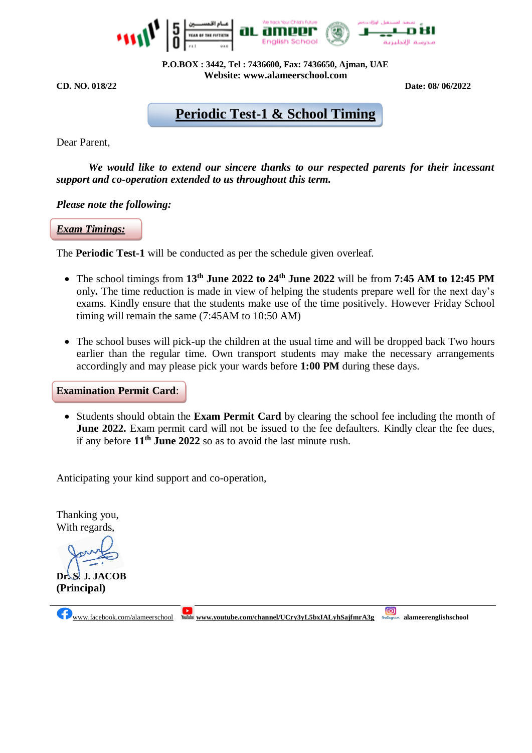P.O.BOX : 3442, Tel : 7436600, Fax: 7436650, Ajman, UAE
Website: www.alameerschool.com

**CD. NO. 018/22**

**Date: 08/ 06/2022**

# Periodic Test-1 & School Timing

Dear Parent,

***We would like to extend our sincere thanks to our respected parents for their incessant support and co-operation extended to us throughout this term.***

***Please note the following:***

## ***Exam Timings:***

The **Periodic Test-1** will be conducted as per the schedule given overleaf.

- The school timings from **13th June 2022 to 24th June 2022** will be from **7:45 AM to 12:45 PM** only**.** The time reduction is made in view of helping the students prepare well for the next day's exams. Kindly ensure that the students make use of the time positively. However Friday School timing will remain the same (7:45AM to 10:50 AM)

- The school buses will pick-up the children at the usual time and will be dropped back Two hours earlier than the regular time. Own transport students may make the necessary arrangements accordingly and may please pick your wards before **1:00 PM** during these days.

## **Examination Permit Card**:

- Students should obtain the **Exam Permit Card** by clearing the school fee including the month of **June 2022.** Exam permit card will not be issued to the fee defaulters. Kindly clear the fee dues, if any before **11th June 2022** so as to avoid the last minute rush.

Anticipating your kind support and co-operation,

Thanking you,
With regards,

**Dr. S. J. JACOB**
**(Principal)**

www.facebook.com/alameerschool **www.youtube.com/channel/UCry3yL5bxIALyhSajfmrA3g** **alameerenglishschool**